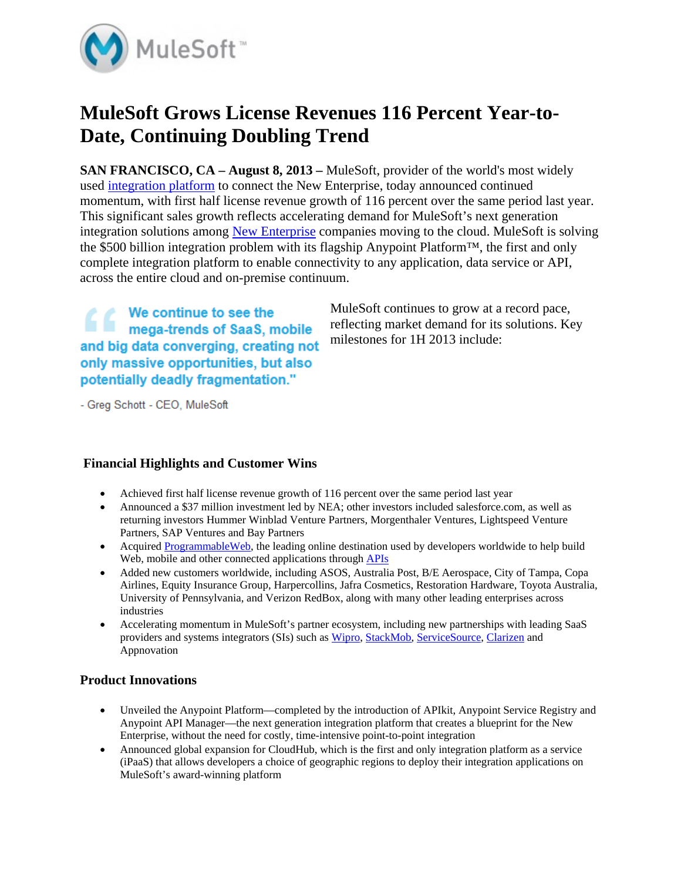MuleSoft™

# MuleSoft Grows License Revenues 116 Percent Year-to-Date, Continuing Doubling Trend

**SAN FRANCISCO, CA – August 8, 2013 –** MuleSoft, provider of the world's most widely used integration platform to connect the New Enterprise, today announced continued momentum, with first half license revenue growth of 116 percent over the same period last year. This significant sales growth reflects accelerating demand for MuleSoft's next generation integration solutions among New Enterprise companies moving to the cloud. MuleSoft is solving the $500 billion integration problem with its flagship Anypoint Platform™, the first and only complete integration platform to enable connectivity to any application, data service or API, across the entire cloud and on-premise continuum.

> "We continue to see the mega-trends of SaaS, mobile and big data converging, creating not only massive opportunities, but also potentially deadly fragmentation."
>
> \- Greg Schott - CEO, MuleSoft

MuleSoft continues to grow at a record pace, reflecting market demand for its solutions. Key milestones for 1H 2013 include:

### Financial Highlights and Customer Wins

- Achieved first half license revenue growth of 116 percent over the same period last year
- Announced a $37 million investment led by NEA; other investors included salesforce.com, as well as returning investors Hummer Winblad Venture Partners, Morgenthaler Ventures, Lightspeed Venture Partners, SAP Ventures and Bay Partners
- Acquired ProgrammableWeb, the leading online destination used by developers worldwide to help build Web, mobile and other connected applications through APIs
- Added new customers worldwide, including ASOS, Australia Post, B/E Aerospace, City of Tampa, Copa Airlines, Equity Insurance Group, Harpercollins, Jafra Cosmetics, Restoration Hardware, Toyota Australia, University of Pennsylvania, and Verizon RedBox, along with many other leading enterprises across industries
- Accelerating momentum in MuleSoft's partner ecosystem, including new partnerships with leading SaaS providers and systems integrators (SIs) such as Wipro, StackMob, ServiceSource, Clarizen and Appnovation

### Product Innovations

- Unveiled the Anypoint Platform—completed by the introduction of APIkit, Anypoint Service Registry and Anypoint API Manager—the next generation integration platform that creates a blueprint for the New Enterprise, without the need for costly, time-intensive point-to-point integration
- Announced global expansion for CloudHub, which is the first and only integration platform as a service (iPaaS) that allows developers a choice of geographic regions to deploy their integration applications on MuleSoft's award-winning platform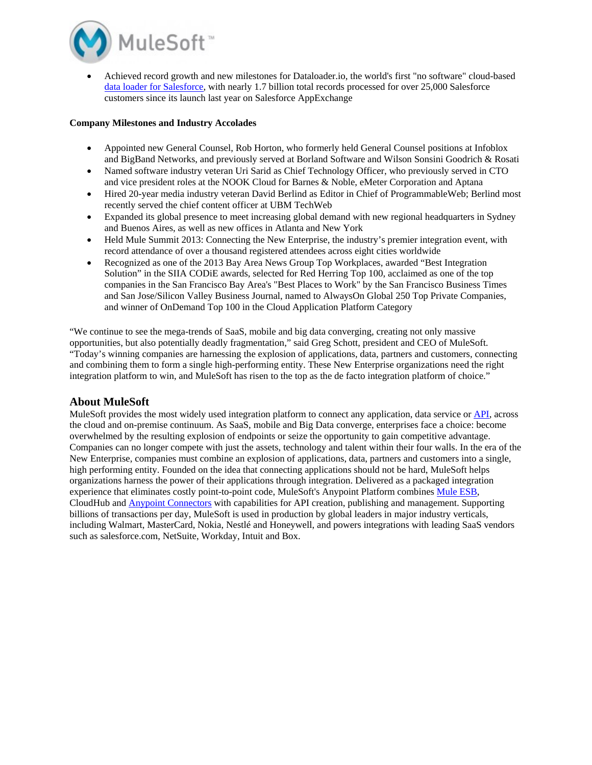- Achieved record growth and new milestones for Dataloader.io, the world's first "no software" cloud-based data loader for Salesforce, with nearly 1.7 billion total records processed for over 25,000 Salesforce customers since its launch last year on Salesforce AppExchange

**Company Milestones and Industry Accolades**

- Appointed new General Counsel, Rob Horton, who formerly held General Counsel positions at Infoblox and BigBand Networks, and previously served at Borland Software and Wilson Sonsini Goodrich & Rosati
- Named software industry veteran Uri Sarid as Chief Technology Officer, who previously served in CTO and vice president roles at the NOOK Cloud for Barnes & Noble, eMeter Corporation and Aptana
- Hired 20-year media industry veteran David Berlind as Editor in Chief of ProgrammableWeb; Berlind most recently served the chief content officer at UBM TechWeb
- Expanded its global presence to meet increasing global demand with new regional headquarters in Sydney and Buenos Aires, as well as new offices in Atlanta and New York
- Held Mule Summit 2013: Connecting the New Enterprise, the industry's premier integration event, with record attendance of over a thousand registered attendees across eight cities worldwide
- Recognized as one of the 2013 Bay Area News Group Top Workplaces, awarded "Best Integration Solution" in the SIIA CODiE awards, selected for Red Herring Top 100, acclaimed as one of the top companies in the San Francisco Bay Area's "Best Places to Work" by the San Francisco Business Times and San Jose/Silicon Valley Business Journal, named to AlwaysOn Global 250 Top Private Companies, and winner of OnDemand Top 100 in the Cloud Application Platform Category

"We continue to see the mega-trends of SaaS, mobile and big data converging, creating not only massive opportunities, but also potentially deadly fragmentation," said Greg Schott, president and CEO of MuleSoft. "Today's winning companies are harnessing the explosion of applications, data, partners and customers, connecting and combining them to form a single high-performing entity. These New Enterprise organizations need the right integration platform to win, and MuleSoft has risen to the top as the de facto integration platform of choice."

## About MuleSoft

MuleSoft provides the most widely used integration platform to connect any application, data service or API, across the cloud and on-premise continuum. As SaaS, mobile and Big Data converge, enterprises face a choice: become overwhelmed by the resulting explosion of endpoints or seize the opportunity to gain competitive advantage. Companies can no longer compete with just the assets, technology and talent within their four walls. In the era of the New Enterprise, companies must combine an explosion of applications, data, partners and customers into a single, high performing entity. Founded on the idea that connecting applications should not be hard, MuleSoft helps organizations harness the power of their applications through integration. Delivered as a packaged integration experience that eliminates costly point-to-point code, MuleSoft's Anypoint Platform combines Mule ESB, CloudHub and Anypoint Connectors with capabilities for API creation, publishing and management. Supporting billions of transactions per day, MuleSoft is used in production by global leaders in major industry verticals, including Walmart, MasterCard, Nokia, Nestlé and Honeywell, and powers integrations with leading SaaS vendors such as salesforce.com, NetSuite, Workday, Intuit and Box.